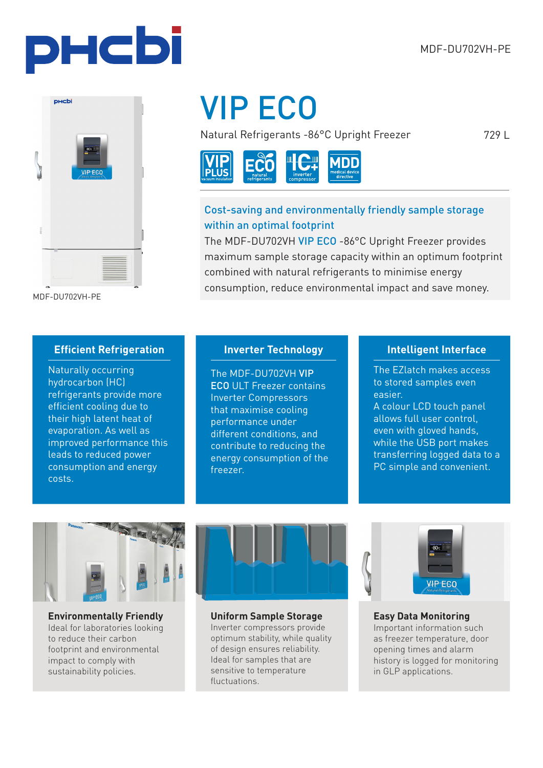MDF-DU702VH-PE

MDF-DU702VH-PE

# VIP ECO

Natural Refrigerants -86°C Upright Freezer

729 L

## Cost-saving and environmentally friendly sample storage within an optimal footprint

The MDF-DU702VH VIP ECO -86°C Upright Freezer provides maximum sample storage capacity within an optimum footprint combined with natural refrigerants to minimise energy consumption, reduce environmental impact and save money.

### Efficient Refrigeration

Naturally occurring hydrocarbon (HC) refrigerants provide more efficient cooling due to their high latent heat of evaporation. As well as improved performance this leads to reduced power consumption and energy costs.

### Inverter Technology

The MDF-DU702VH **VIP ECO** ULT Freezer contains Inverter Compressors that maximise cooling performance under different conditions, and contribute to reducing the energy consumption of the freezer.

### Intelligent Interface

The EZlatch makes access to stored samples even easier.
A colour LCD touch panel allows full user control, even with gloved hands, while the USB port makes transferring logged data to a PC simple and convenient.

### Environmentally Friendly

Ideal for laboratories looking to reduce their carbon footprint and environmental impact to comply with sustainability policies.

### Uniform Sample Storage

Inverter compressors provide optimum stability, while quality of design ensures reliability. Ideal for samples that are sensitive to temperature fluctuations.

### Easy Data Monitoring

Important information such as freezer temperature, door opening times and alarm history is logged for monitoring in GLP applications.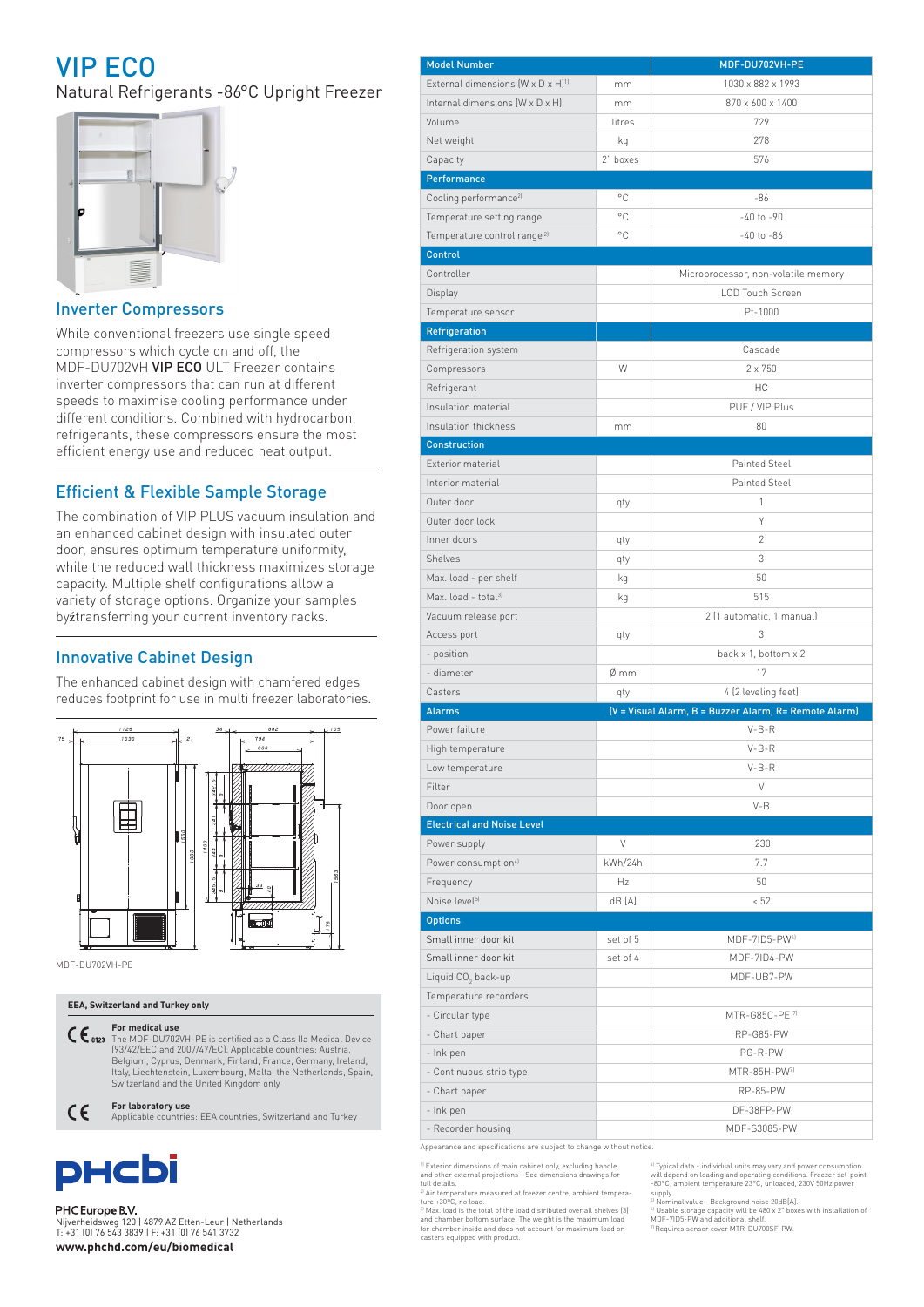# VIP ECO

Natural Refrigerants -86°C Upright Freezer

## Inverter Compressors

While conventional freezers use single speed compressors which cycle on and off, the MDF-DU702VH **VIP ECO** ULT Freezer contains inverter compressors that can run at different speeds to maximise cooling performance under different conditions. Combined with hydrocarbon refrigerants, these compressors ensure the most efficient energy use and reduced heat output.

## Efficient & Flexible Sample Storage

The combination of VIP PLUS vacuum insulation and an enhanced cabinet design with insulated outer door, ensures optimum temperature uniformity, while the reduced wall thickness maximizes storage capacity. Multiple shelf configurations allow a variety of storage options. Organize your samples byźtransferring your current inventory racks.

## Innovative Cabinet Design

The enhanced cabinet design with chamfered edges reduces footprint for use in multi freezer laboratories.

1126
1030
75
21
34
882
794
600
135
1400
1993
1500
342.5
341
344
345.5
33
40
1563
176

MDF-DU702VH-PE

**EEA, Switzerland and Turkey only**

**For medical use**
CE 0123 The MDF-DU702VH-PE is certified as a Class IIa Medical Device (93/42/EEC and 2007/47/EC). Applicable countries: Austria, Belgium, Cyprus, Denmark, Finland, France, Germany, Ireland, Italy, Liechtenstein, Luxembourg, Malta, the Netherlands, Spain, Switzerland and the United Kingdom only

**For laboratory use**
CE Applicable countries: EEA countries, Switzerland and Turkey

PHCbi

PHC Europe B.V.
Nijverheidsweg 120 | 4879 AZ Etten-Leur | Netherlands
T: +31 (0) 76 543 3839 | F: +31 (0) 76 541 3732
**www.phchd.com/eu/biomedical**

| Model Number | | MDF-DU702VH-PE |
|---|---|---|
| External dimensions (W x D x H)[1] | mm | 1030 x 882 x 1993 |
| Internal dimensions (W x D x H) | mm | 870 x 600 x 1400 |
| Volume | litres | 729 |
| Net weight | kg | 278 |
| Capacity | 2" boxes | 576 |
| **Performance** | | |
| Cooling performance[2] | °C | -86 |
| Temperature setting range | °C | -40 to -90 |
| Temperature control range [2] | °C | -40 to -86 |
| **Control** | | |
| Controller | | Microprocessor, non-volatile memory |
| Display | | LCD Touch Screen |
| Temperature sensor | | Pt-1000 |
| **Refrigeration** | | |
| Refrigeration system | | Cascade |
| Compressors | W | 2 x 750 |
| Refrigerant | | HC |
| Insulation material | | PUF / VIP Plus |
| Insulation thickness | mm | 80 |
| **Construction** | | |
| Exterior material | | Painted Steel |
| Interior material | | Painted Steel |
| Outer door | qty | 1 |
| Outer door lock | | Y |
| Inner doors | qty | 2 |
| Shelves | qty | 3 |
| Max. load - per shelf | kg | 50 |
| Max. load - total[3] | kg | 515 |
| Vacuum release port | | 2 (1 automatic, 1 manual) |
| Access port | qty | 3 |
| - position | | back x 1, bottom x 2 |
| - diameter | Ø mm | 17 |
| Casters | qty | 4 (2 leveling feet) |
| **Alarms** | | **(V = Visual Alarm, B = Buzzer Alarm, R= Remote Alarm)** |
| Power failure | | V-B-R |
| High temperature | | V-B-R |
| Low temperature | | V-B-R |
| Filter | | V |
| Door open | | V-B |
| **Electrical and Noise Level** | | |
| Power supply | V | 230 |
| Power consumption[4] | kWh/24h | 7.7 |
| Frequency | Hz | 50 |
| Noise level[5] | dB [A] | < 52 |
| **Options** | | |
| Small inner door kit | set of 5 | MDF-7ID5-PW[6] |
| Small inner door kit | set of 4 | MDF-7ID4-PW |
| Liquid $CO_2$ back-up | | MDF-UB7-PW |
| Temperature recorders | | |
| - Circular type | | MTR-G85C-PE [7] |
| - Chart paper | | RP-G85-PW |
| - Ink pen | | PG-R-PW |
| - Continuous strip type | | MTR-85H-PW[7] |
| - Chart paper | | RP-85-PW |
| - Ink pen | | DF-38FP-PW |
| - Recorder housing | | MDF-S3085-PW |

Appearance and specifications are subject to change without notice.

[1] Exterior dimensions of main cabinet only, excluding handle and other external projections - See dimensions drawings for full details.
[2] Air temperature measured at freezer centre, ambient temperature +30°C, no load.
[3] Max. load is the total of the load distributed over all shelves (3) and chamber bottom surface. The weight is the maximum load for chamber inside and does not account for maximum load on casters equipped with product.
[4] Typical data - individual units may vary and power consumption will depend on loading and operating conditions. Freezer set-point -80°C, ambient temperature 23°C, unloaded, 230V 50Hz power supply.
[5] Nominal value - Background noise 20dB(A).
[6] Usable storage capacity will be 480 x 2" boxes with installation of MDF-7ID5-PW and additional shelf.
[7] Requires sensor cover MTR-DU700SF-PW.